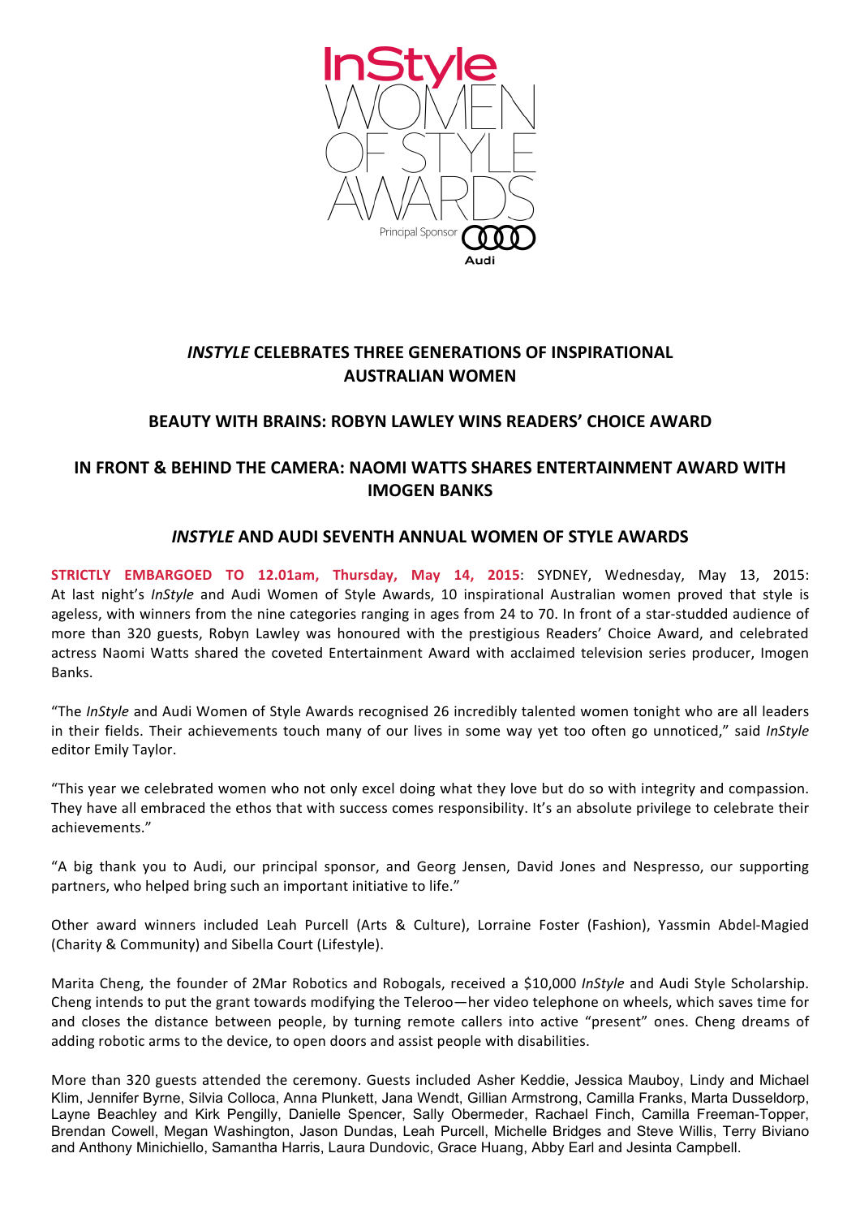InStyle
WOMEN OF STYLE AWARDS
Principal Sponsor Audi

## *INSTYLE* CELEBRATES THREE GENERATIONS OF INSPIRATIONAL AUSTRALIAN WOMEN

## BEAUTY WITH BRAINS: ROBYN LAWLEY WINS READERS' CHOICE AWARD

## IN FRONT & BEHIND THE CAMERA: NAOMI WATTS SHARES ENTERTAINMENT AWARD WITH IMOGEN BANKS

## *INSTYLE* AND AUDI SEVENTH ANNUAL WOMEN OF STYLE AWARDS

**STRICTLY EMBARGOED TO 12.01am, Thursday, May 14, 2015**: SYDNEY, Wednesday, May 13, 2015: At last night's *InStyle* and Audi Women of Style Awards, 10 inspirational Australian women proved that style is ageless, with winners from the nine categories ranging in ages from 24 to 70. In front of a star-studded audience of more than 320 guests, Robyn Lawley was honoured with the prestigious Readers' Choice Award, and celebrated actress Naomi Watts shared the coveted Entertainment Award with acclaimed television series producer, Imogen Banks.

"The *InStyle* and Audi Women of Style Awards recognised 26 incredibly talented women tonight who are all leaders in their fields. Their achievements touch many of our lives in some way yet too often go unnoticed," said *InStyle* editor Emily Taylor.

"This year we celebrated women who not only excel doing what they love but do so with integrity and compassion. They have all embraced the ethos that with success comes responsibility. It's an absolute privilege to celebrate their achievements."

"A big thank you to Audi, our principal sponsor, and Georg Jensen, David Jones and Nespresso, our supporting partners, who helped bring such an important initiative to life."

Other award winners included Leah Purcell (Arts & Culture), Lorraine Foster (Fashion), Yassmin Abdel-Magied (Charity & Community) and Sibella Court (Lifestyle).

Marita Cheng, the founder of 2Mar Robotics and Robogals, received a $10,000 *InStyle* and Audi Style Scholarship. Cheng intends to put the grant towards modifying the Teleroo—her video telephone on wheels, which saves time for and closes the distance between people, by turning remote callers into active "present" ones. Cheng dreams of adding robotic arms to the device, to open doors and assist people with disabilities.

More than 320 guests attended the ceremony. Guests included Asher Keddie, Jessica Mauboy, Lindy and Michael Klim, Jennifer Byrne, Silvia Colloca, Anna Plunkett, Jana Wendt, Gillian Armstrong, Camilla Franks, Marta Dusseldorp, Layne Beachley and Kirk Pengilly, Danielle Spencer, Sally Obermeder, Rachael Finch, Camilla Freeman-Topper, Brendan Cowell, Megan Washington, Jason Dundas, Leah Purcell, Michelle Bridges and Steve Willis, Terry Biviano and Anthony Minichiello, Samantha Harris, Laura Dundovic, Grace Huang, Abby Earl and Jesinta Campbell.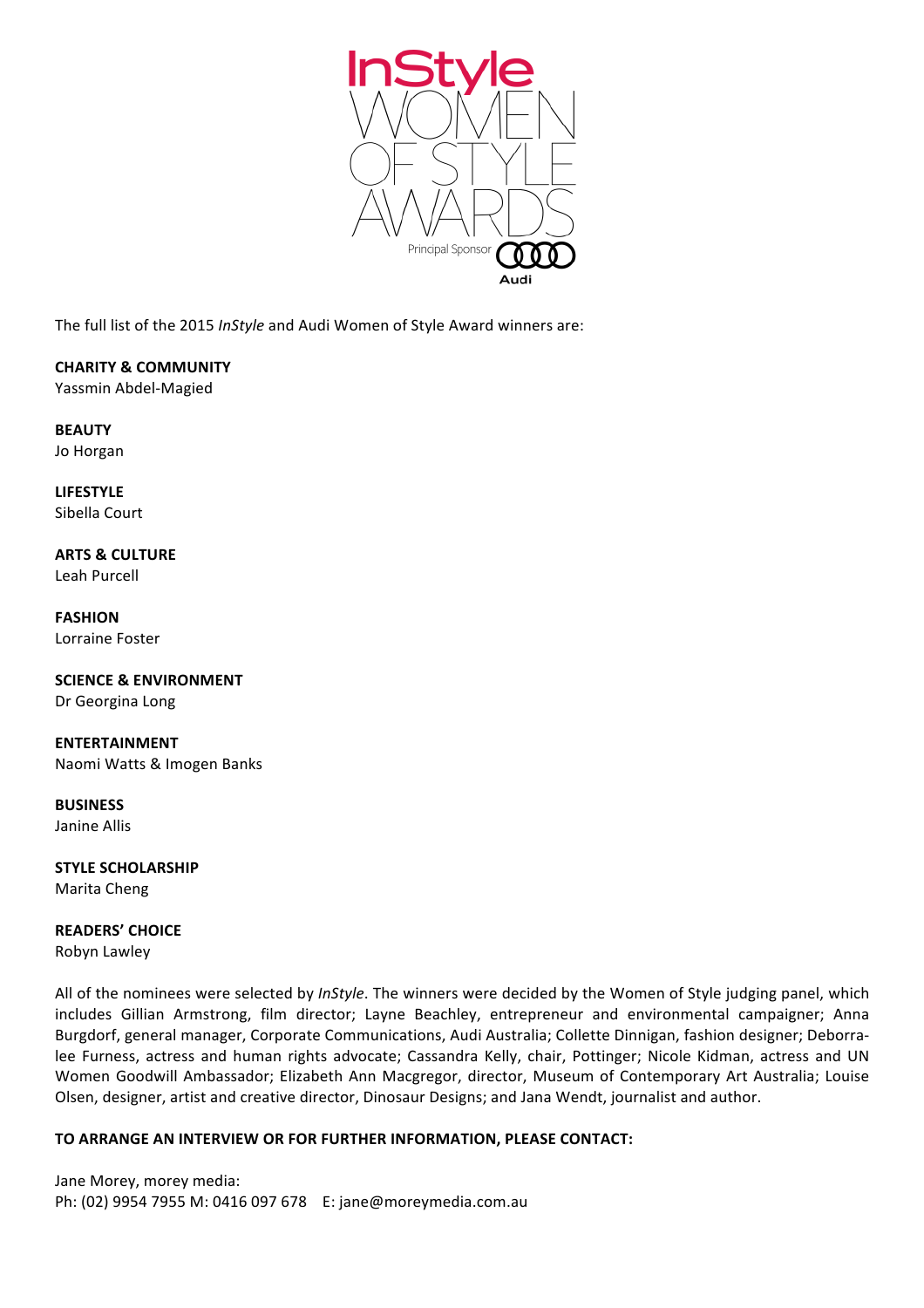InStyle WOMEN OF STYLE AWARDS

Principal Sponsor Audi

The full list of the 2015 *InStyle* and Audi Women of Style Award winners are:

**CHARITY & COMMUNITY**
Yassmin Abdel-Magied

**BEAUTY**
Jo Horgan

**LIFESTYLE**
Sibella Court

**ARTS & CULTURE**
Leah Purcell

**FASHION**
Lorraine Foster

**SCIENCE & ENVIRONMENT**
Dr Georgina Long

**ENTERTAINMENT**
Naomi Watts & Imogen Banks

**BUSINESS**
Janine Allis

**STYLE SCHOLARSHIP**
Marita Cheng

**READERS' CHOICE**
Robyn Lawley

All of the nominees were selected by *InStyle*. The winners were decided by the Women of Style judging panel, which includes Gillian Armstrong, film director; Layne Beachley, entrepreneur and environmental campaigner; Anna Burgdorf, general manager, Corporate Communications, Audi Australia; Collette Dinnigan, fashion designer; Deborra-lee Furness, actress and human rights advocate; Cassandra Kelly, chair, Pottinger; Nicole Kidman, actress and UN Women Goodwill Ambassador; Elizabeth Ann Macgregor, director, Museum of Contemporary Art Australia; Louise Olsen, designer, artist and creative director, Dinosaur Designs; and Jana Wendt, journalist and author.

**TO ARRANGE AN INTERVIEW OR FOR FURTHER INFORMATION, PLEASE CONTACT:**

Jane Morey, morey media:
Ph: (02) 9954 7955 M: 0416 097 678 E: jane@moreymedia.com.au